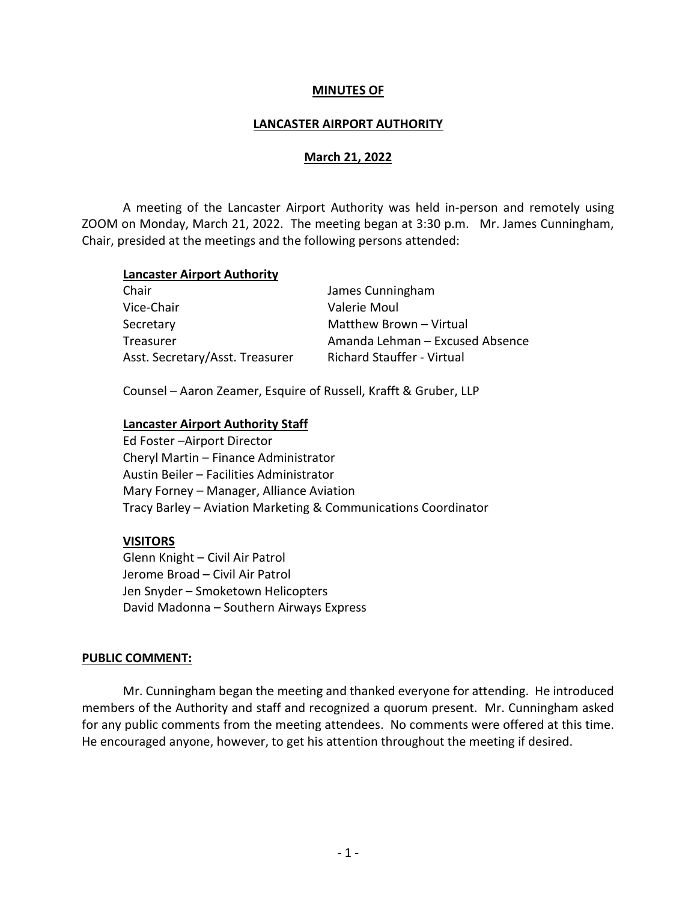# MINUTES OF

## LANCASTER AIRPORT AUTHORITY

## March 21, 2022

A meeting of the Lancaster Airport Authority was held in-person and remotely using ZOOM on Monday, March 21, 2022. The meeting began at 3:30 p.m. Mr. James Cunningham, Chair, presided at the meetings and the following persons attended:

**Lancaster Airport Authority**

| | |
|---|---|
| Chair | James Cunningham |
| Vice-Chair | Valerie Moul |
| Secretary | Matthew Brown – Virtual |
| Treasurer | Amanda Lehman – Excused Absence |
| Asst. Secretary/Asst. Treasurer | Richard Stauffer - Virtual |

Counsel – Aaron Zeamer, Esquire of Russell, Krafft & Gruber, LLP

**Lancaster Airport Authority Staff**

Ed Foster –Airport Director
Cheryl Martin – Finance Administrator
Austin Beiler – Facilities Administrator
Mary Forney – Manager, Alliance Aviation
Tracy Barley – Aviation Marketing & Communications Coordinator

**VISITORS**

Glenn Knight – Civil Air Patrol
Jerome Broad – Civil Air Patrol
Jen Snyder – Smoketown Helicopters
David Madonna – Southern Airways Express

**PUBLIC COMMENT:**

Mr. Cunningham began the meeting and thanked everyone for attending. He introduced members of the Authority and staff and recognized a quorum present. Mr. Cunningham asked for any public comments from the meeting attendees. No comments were offered at this time. He encouraged anyone, however, to get his attention throughout the meeting if desired.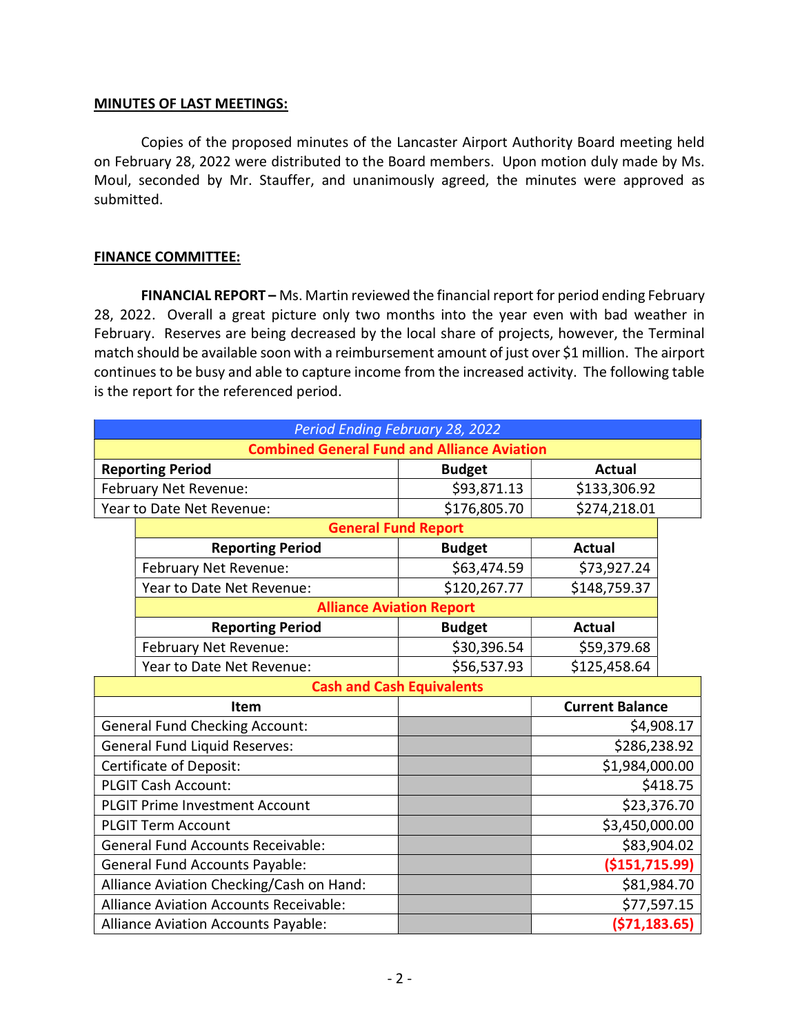**MINUTES OF LAST MEETINGS:**

Copies of the proposed minutes of the Lancaster Airport Authority Board meeting held on February 28, 2022 were distributed to the Board members. Upon motion duly made by Ms. Moul, seconded by Mr. Stauffer, and unanimously agreed, the minutes were approved as submitted.

**FINANCE COMMITTEE:**

**FINANCIAL REPORT –** Ms. Martin reviewed the financial report for period ending February 28, 2022. Overall a great picture only two months into the year even with bad weather in February. Reserves are being decreased by the local share of projects, however, the Terminal match should be available soon with a reimbursement amount of just over $1 million. The airport continues to be busy and able to capture income from the increased activity. The following table is the report for the referenced period.

| *Period Ending February 28, 2022* | | |
|---|---|---|
| **Combined General Fund and Alliance Aviation** | | |
| **Reporting Period** | **Budget** | **Actual** |
| February Net Revenue: | $93,871.13 | $133,306.92 |
| Year to Date Net Revenue: | $176,805.70 | $274,218.01 |
| **General Fund Report** | | |
| **Reporting Period** | **Budget** | **Actual** |
| February Net Revenue: | $63,474.59 | $73,927.24 |
| Year to Date Net Revenue: | $120,267.77 | $148,759.37 |
| **Alliance Aviation Report** | | |
| **Reporting Period** | **Budget** | **Actual** |
| February Net Revenue: | $30,396.54 | $59,379.68 |
| Year to Date Net Revenue: | $56,537.93 | $125,458.64 |
| **Cash and Cash Equivalents** | | |
| **Item** | | **Current Balance** |
| General Fund Checking Account: | | $4,908.17 |
| General Fund Liquid Reserves: | | $286,238.92 |
| Certificate of Deposit: | | $1,984,000.00 |
| PLGIT Cash Account: | | $418.75 |
| PLGIT Prime Investment Account | | $23,376.70 |
| PLGIT Term Account | | $3,450,000.00 |
| General Fund Accounts Receivable: | | $83,904.02 |
| General Fund Accounts Payable: | | ($151,715.99) |
| Alliance Aviation Checking/Cash on Hand: | | $81,984.70 |
| Alliance Aviation Accounts Receivable: | | $77,597.15 |
| Alliance Aviation Accounts Payable: | | ($71,183.65) |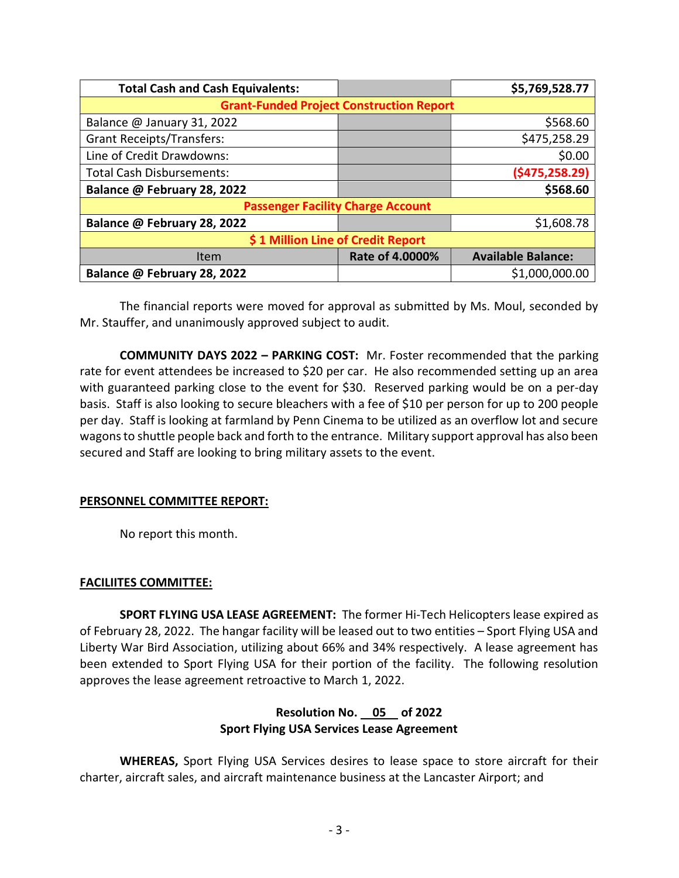| **Total Cash and Cash Equivalents:** | | **$5,769,528.77** |
|---|---|---|
| **Grant-Funded Project Construction Report** | | |
| Balance @ January 31, 2022 | | $568.60 |
| Grant Receipts/Transfers: | | $475,258.29 |
| Line of Credit Drawdowns: | | $0.00 |
| Total Cash Disbursements: | | **($475,258.29)** |
| **Balance @ February 28, 2022** | | **$568.60** |
| **Passenger Facility Charge Account** | | |
| **Balance @ February 28, 2022** | | $1,608.78 |
| **$ 1 Million Line of Credit Report** | | |
| Item | **Rate of 4.0000%** | **Available Balance:** |
| **Balance @ February 28, 2022** | | $1,000,000.00 |

The financial reports were moved for approval as submitted by Ms. Moul, seconded by Mr. Stauffer, and unanimously approved subject to audit.

**COMMUNITY DAYS 2022 – PARKING COST:** Mr. Foster recommended that the parking rate for event attendees be increased to $20 per car. He also recommended setting up an area with guaranteed parking close to the event for $30. Reserved parking would be on a per-day basis. Staff is also looking to secure bleachers with a fee of $10 per person for up to 200 people per day. Staff is looking at farmland by Penn Cinema to be utilized as an overflow lot and secure wagons to shuttle people back and forth to the entrance. Military support approval has also been secured and Staff are looking to bring military assets to the event.

**PERSONNEL COMMITTEE REPORT:**

No report this month.

**FACILIITES COMMITTEE:**

**SPORT FLYING USA LEASE AGREEMENT:** The former Hi-Tech Helicopters lease expired as of February 28, 2022. The hangar facility will be leased out to two entities – Sport Flying USA and Liberty War Bird Association, utilizing about 66% and 34% respectively. A lease agreement has been extended to Sport Flying USA for their portion of the facility. The following resolution approves the lease agreement retroactive to March 1, 2022.

**Resolution No. 05 of 2022**
**Sport Flying USA Services Lease Agreement**

**WHEREAS,** Sport Flying USA Services desires to lease space to store aircraft for their charter, aircraft sales, and aircraft maintenance business at the Lancaster Airport; and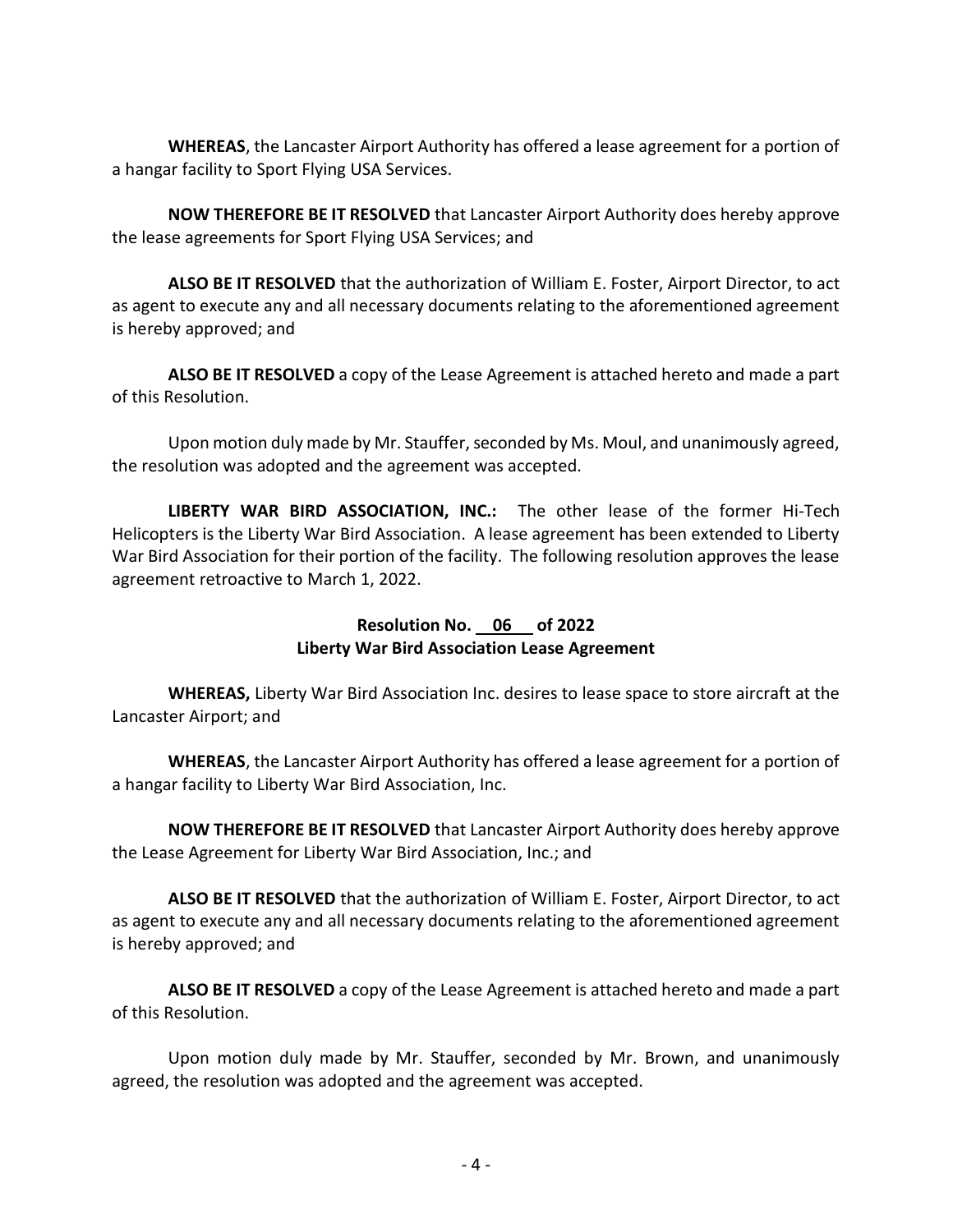**WHEREAS**, the Lancaster Airport Authority has offered a lease agreement for a portion of a hangar facility to Sport Flying USA Services.

**NOW THEREFORE BE IT RESOLVED** that Lancaster Airport Authority does hereby approve the lease agreements for Sport Flying USA Services; and

**ALSO BE IT RESOLVED** that the authorization of William E. Foster, Airport Director, to act as agent to execute any and all necessary documents relating to the aforementioned agreement is hereby approved; and

**ALSO BE IT RESOLVED** a copy of the Lease Agreement is attached hereto and made a part of this Resolution.

Upon motion duly made by Mr. Stauffer, seconded by Ms. Moul, and unanimously agreed, the resolution was adopted and the agreement was accepted.

**LIBERTY WAR BIRD ASSOCIATION, INC.:** The other lease of the former Hi-Tech Helicopters is the Liberty War Bird Association. A lease agreement has been extended to Liberty War Bird Association for their portion of the facility. The following resolution approves the lease agreement retroactive to March 1, 2022.

**Resolution No. 06 of 2022**
**Liberty War Bird Association Lease Agreement**

**WHEREAS,** Liberty War Bird Association Inc. desires to lease space to store aircraft at the Lancaster Airport; and

**WHEREAS**, the Lancaster Airport Authority has offered a lease agreement for a portion of a hangar facility to Liberty War Bird Association, Inc.

**NOW THEREFORE BE IT RESOLVED** that Lancaster Airport Authority does hereby approve the Lease Agreement for Liberty War Bird Association, Inc.; and

**ALSO BE IT RESOLVED** that the authorization of William E. Foster, Airport Director, to act as agent to execute any and all necessary documents relating to the aforementioned agreement is hereby approved; and

**ALSO BE IT RESOLVED** a copy of the Lease Agreement is attached hereto and made a part of this Resolution.

Upon motion duly made by Mr. Stauffer, seconded by Mr. Brown, and unanimously agreed, the resolution was adopted and the agreement was accepted.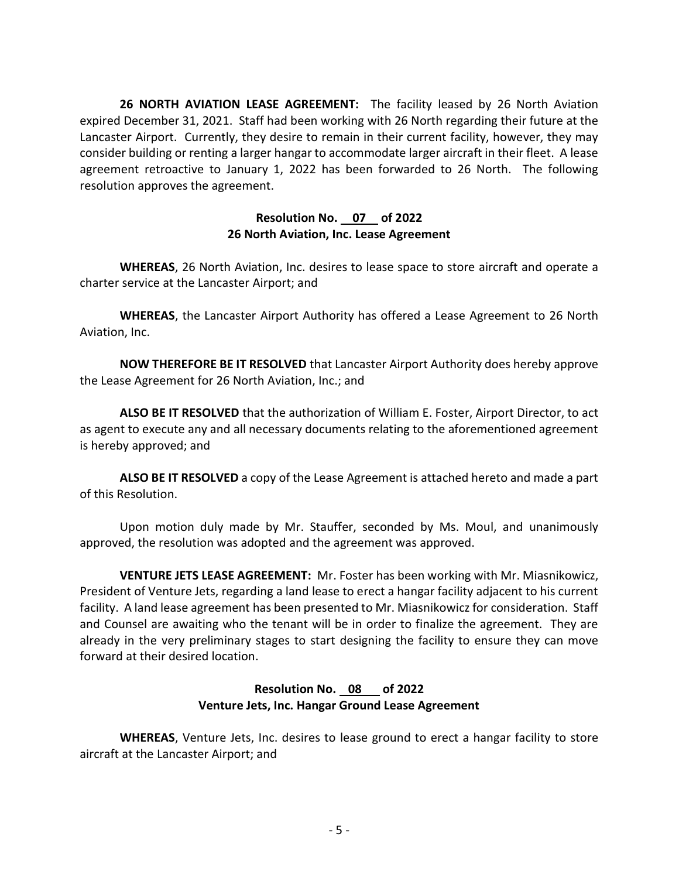**26 NORTH AVIATION LEASE AGREEMENT:** The facility leased by 26 North Aviation expired December 31, 2021. Staff had been working with 26 North regarding their future at the Lancaster Airport. Currently, they desire to remain in their current facility, however, they may consider building or renting a larger hangar to accommodate larger aircraft in their fleet. A lease agreement retroactive to January 1, 2022 has been forwarded to 26 North. The following resolution approves the agreement.

**Resolution No. 07 of 2022**
**26 North Aviation, Inc. Lease Agreement**

**WHEREAS**, 26 North Aviation, Inc. desires to lease space to store aircraft and operate a charter service at the Lancaster Airport; and

**WHEREAS**, the Lancaster Airport Authority has offered a Lease Agreement to 26 North Aviation, Inc.

**NOW THEREFORE BE IT RESOLVED** that Lancaster Airport Authority does hereby approve the Lease Agreement for 26 North Aviation, Inc.; and

**ALSO BE IT RESOLVED** that the authorization of William E. Foster, Airport Director, to act as agent to execute any and all necessary documents relating to the aforementioned agreement is hereby approved; and

**ALSO BE IT RESOLVED** a copy of the Lease Agreement is attached hereto and made a part of this Resolution.

Upon motion duly made by Mr. Stauffer, seconded by Ms. Moul, and unanimously approved, the resolution was adopted and the agreement was approved.

**VENTURE JETS LEASE AGREEMENT:** Mr. Foster has been working with Mr. Miasnikowicz, President of Venture Jets, regarding a land lease to erect a hangar facility adjacent to his current facility. A land lease agreement has been presented to Mr. Miasnikowicz for consideration. Staff and Counsel are awaiting who the tenant will be in order to finalize the agreement. They are already in the very preliminary stages to start designing the facility to ensure they can move forward at their desired location.

**Resolution No. 08 of 2022**
**Venture Jets, Inc. Hangar Ground Lease Agreement**

**WHEREAS**, Venture Jets, Inc. desires to lease ground to erect a hangar facility to store aircraft at the Lancaster Airport; and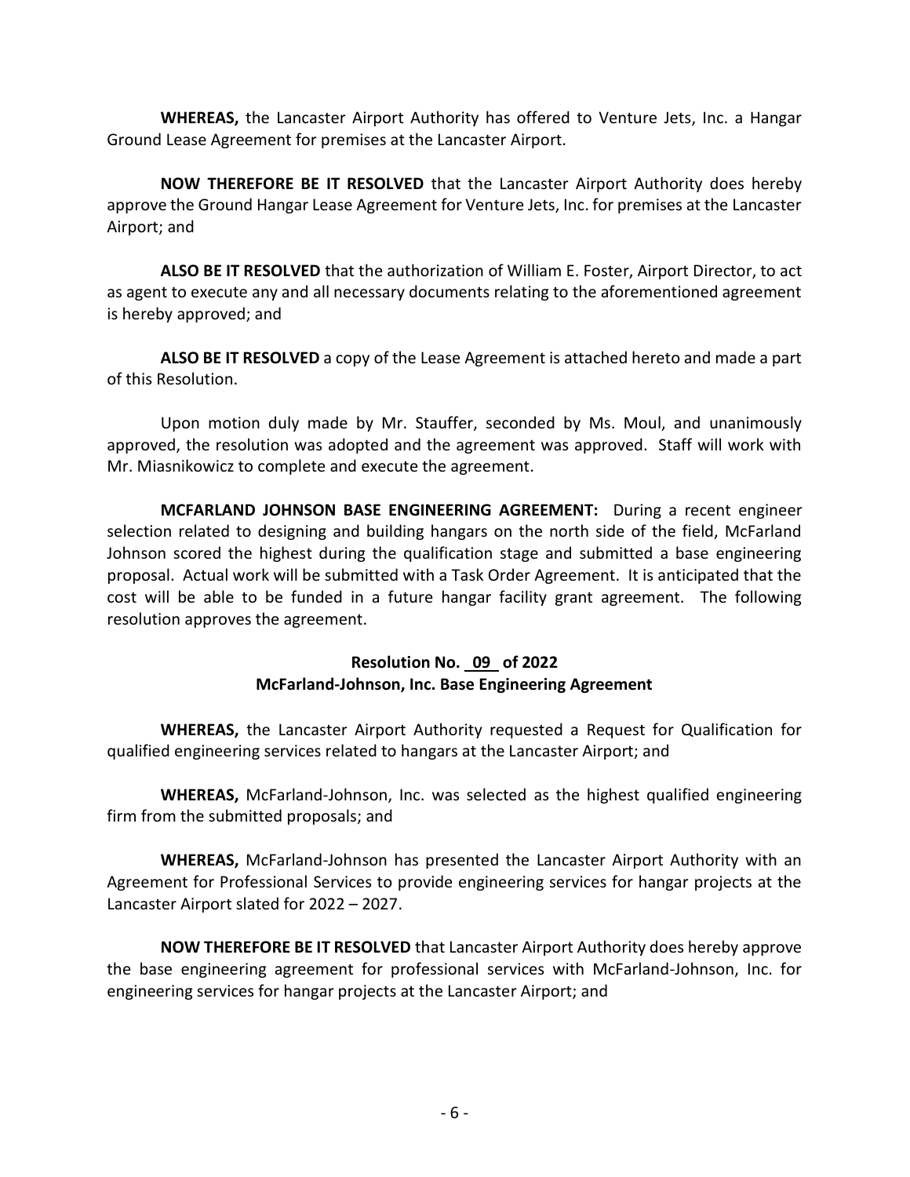**WHEREAS,** the Lancaster Airport Authority has offered to Venture Jets, Inc. a Hangar Ground Lease Agreement for premises at the Lancaster Airport.

**NOW THEREFORE BE IT RESOLVED** that the Lancaster Airport Authority does hereby approve the Ground Hangar Lease Agreement for Venture Jets, Inc. for premises at the Lancaster Airport; and

**ALSO BE IT RESOLVED** that the authorization of William E. Foster, Airport Director, to act as agent to execute any and all necessary documents relating to the aforementioned agreement is hereby approved; and

**ALSO BE IT RESOLVED** a copy of the Lease Agreement is attached hereto and made a part of this Resolution.

Upon motion duly made by Mr. Stauffer, seconded by Ms. Moul, and unanimously approved, the resolution was adopted and the agreement was approved. Staff will work with Mr. Miasnikowicz to complete and execute the agreement.

**MCFARLAND JOHNSON BASE ENGINEERING AGREEMENT:** During a recent engineer selection related to designing and building hangars on the north side of the field, McFarland Johnson scored the highest during the qualification stage and submitted a base engineering proposal. Actual work will be submitted with a Task Order Agreement. It is anticipated that the cost will be able to be funded in a future hangar facility grant agreement. The following resolution approves the agreement.

**Resolution No. 09 of 2022**
**McFarland-Johnson, Inc. Base Engineering Agreement**

**WHEREAS,** the Lancaster Airport Authority requested a Request for Qualification for qualified engineering services related to hangars at the Lancaster Airport; and

**WHEREAS,** McFarland-Johnson, Inc. was selected as the highest qualified engineering firm from the submitted proposals; and

**WHEREAS,** McFarland-Johnson has presented the Lancaster Airport Authority with an Agreement for Professional Services to provide engineering services for hangar projects at the Lancaster Airport slated for 2022 – 2027.

**NOW THEREFORE BE IT RESOLVED** that Lancaster Airport Authority does hereby approve the base engineering agreement for professional services with McFarland-Johnson, Inc. for engineering services for hangar projects at the Lancaster Airport; and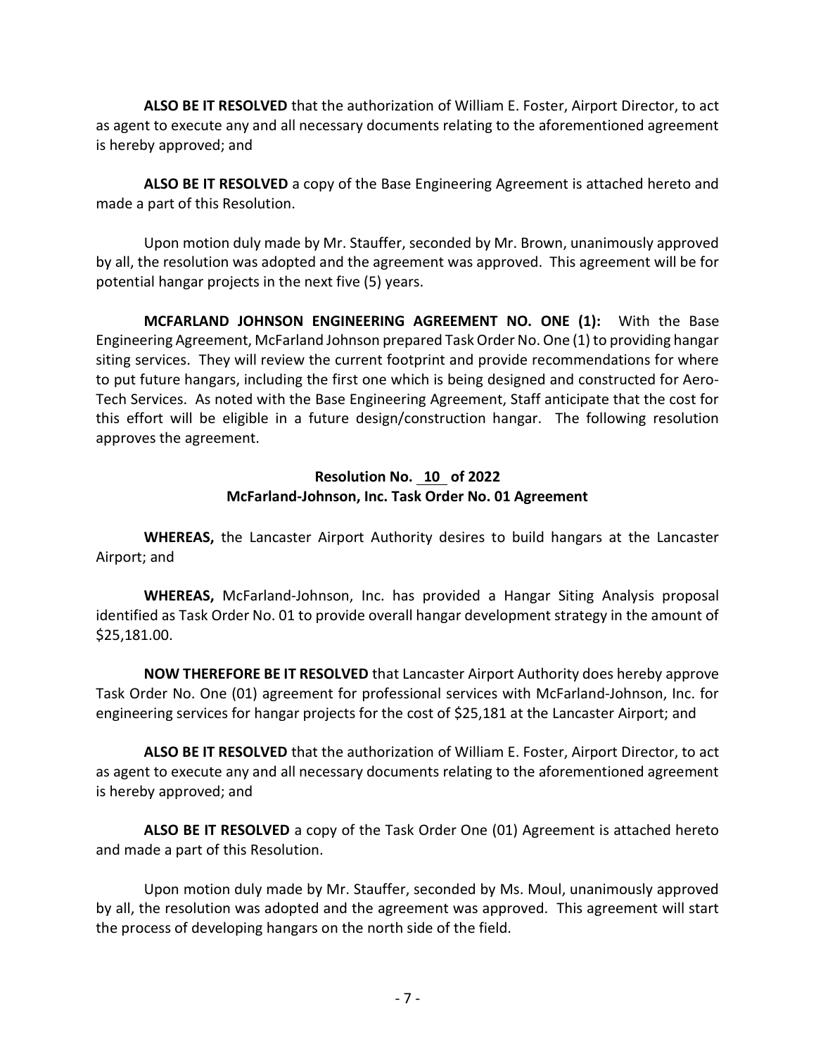**ALSO BE IT RESOLVED** that the authorization of William E. Foster, Airport Director, to act as agent to execute any and all necessary documents relating to the aforementioned agreement is hereby approved; and

**ALSO BE IT RESOLVED** a copy of the Base Engineering Agreement is attached hereto and made a part of this Resolution.

Upon motion duly made by Mr. Stauffer, seconded by Mr. Brown, unanimously approved by all, the resolution was adopted and the agreement was approved. This agreement will be for potential hangar projects in the next five (5) years.

**MCFARLAND JOHNSON ENGINEERING AGREEMENT NO. ONE (1):** With the Base Engineering Agreement, McFarland Johnson prepared Task Order No. One (1) to providing hangar siting services. They will review the current footprint and provide recommendations for where to put future hangars, including the first one which is being designed and constructed for Aero-Tech Services. As noted with the Base Engineering Agreement, Staff anticipate that the cost for this effort will be eligible in a future design/construction hangar. The following resolution approves the agreement.

**Resolution No. 10 of 2022**
**McFarland-Johnson, Inc. Task Order No. 01 Agreement**

**WHEREAS,** the Lancaster Airport Authority desires to build hangars at the Lancaster Airport; and

**WHEREAS,** McFarland-Johnson, Inc. has provided a Hangar Siting Analysis proposal identified as Task Order No. 01 to provide overall hangar development strategy in the amount of $25,181.00.

**NOW THEREFORE BE IT RESOLVED** that Lancaster Airport Authority does hereby approve Task Order No. One (01) agreement for professional services with McFarland-Johnson, Inc. for engineering services for hangar projects for the cost of $25,181 at the Lancaster Airport; and

**ALSO BE IT RESOLVED** that the authorization of William E. Foster, Airport Director, to act as agent to execute any and all necessary documents relating to the aforementioned agreement is hereby approved; and

**ALSO BE IT RESOLVED** a copy of the Task Order One (01) Agreement is attached hereto and made a part of this Resolution.

Upon motion duly made by Mr. Stauffer, seconded by Ms. Moul, unanimously approved by all, the resolution was adopted and the agreement was approved. This agreement will start the process of developing hangars on the north side of the field.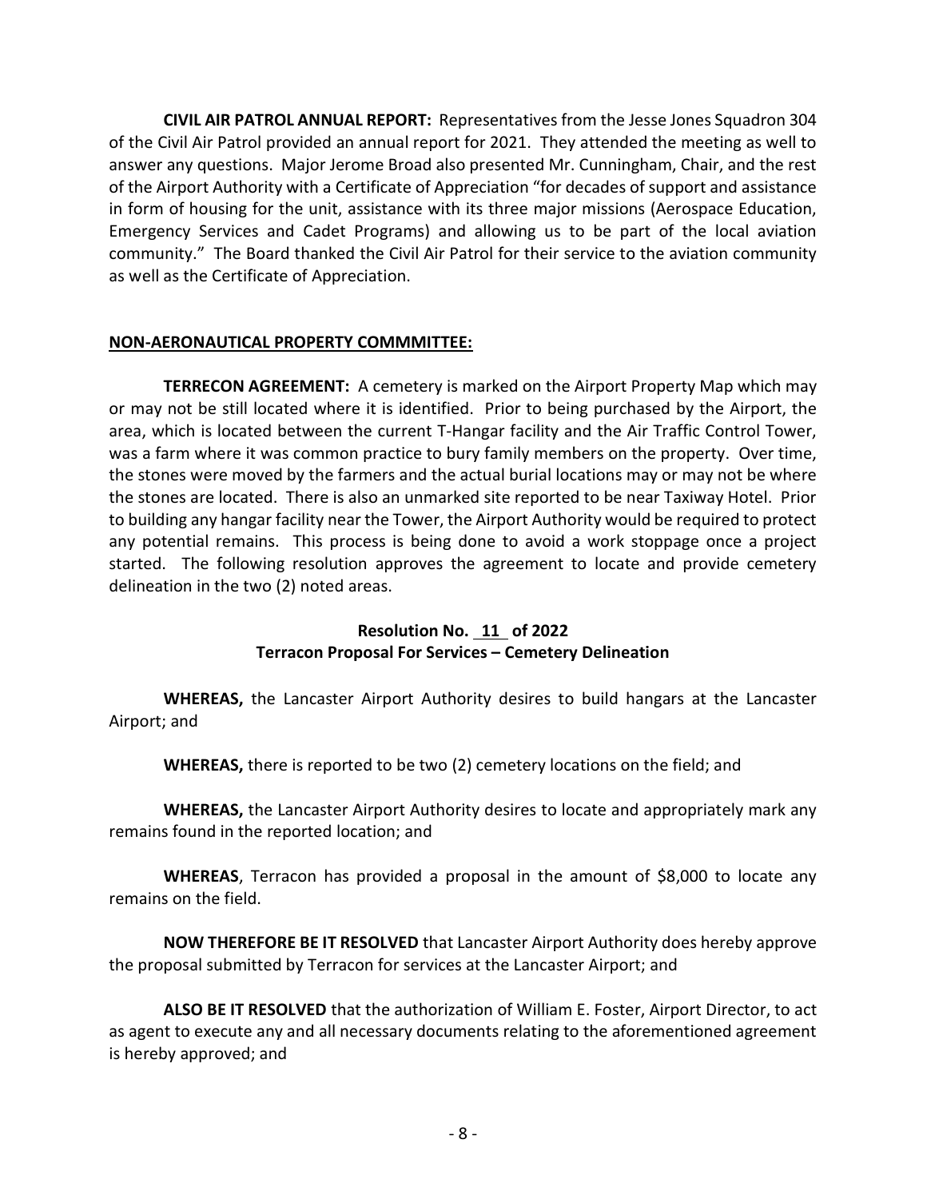**CIVIL AIR PATROL ANNUAL REPORT:** Representatives from the Jesse Jones Squadron 304 of the Civil Air Patrol provided an annual report for 2021. They attended the meeting as well to answer any questions. Major Jerome Broad also presented Mr. Cunningham, Chair, and the rest of the Airport Authority with a Certificate of Appreciation "for decades of support and assistance in form of housing for the unit, assistance with its three major missions (Aerospace Education, Emergency Services and Cadet Programs) and allowing us to be part of the local aviation community." The Board thanked the Civil Air Patrol for their service to the aviation community as well as the Certificate of Appreciation.

## NON-AERONAUTICAL PROPERTY COMMMITTEE:

**TERRECON AGREEMENT:** A cemetery is marked on the Airport Property Map which may or may not be still located where it is identified. Prior to being purchased by the Airport, the area, which is located between the current T-Hangar facility and the Air Traffic Control Tower, was a farm where it was common practice to bury family members on the property. Over time, the stones were moved by the farmers and the actual burial locations may or may not be where the stones are located. There is also an unmarked site reported to be near Taxiway Hotel. Prior to building any hangar facility near the Tower, the Airport Authority would be required to protect any potential remains. This process is being done to avoid a work stoppage once a project started. The following resolution approves the agreement to locate and provide cemetery delineation in the two (2) noted areas.

### Resolution No. 11 of 2022
### Terracon Proposal For Services – Cemetery Delineation

**WHEREAS,** the Lancaster Airport Authority desires to build hangars at the Lancaster Airport; and

**WHEREAS,** there is reported to be two (2) cemetery locations on the field; and

**WHEREAS,** the Lancaster Airport Authority desires to locate and appropriately mark any remains found in the reported location; and

**WHEREAS**, Terracon has provided a proposal in the amount of $8,000 to locate any remains on the field.

**NOW THEREFORE BE IT RESOLVED** that Lancaster Airport Authority does hereby approve the proposal submitted by Terracon for services at the Lancaster Airport; and

**ALSO BE IT RESOLVED** that the authorization of William E. Foster, Airport Director, to act as agent to execute any and all necessary documents relating to the aforementioned agreement is hereby approved; and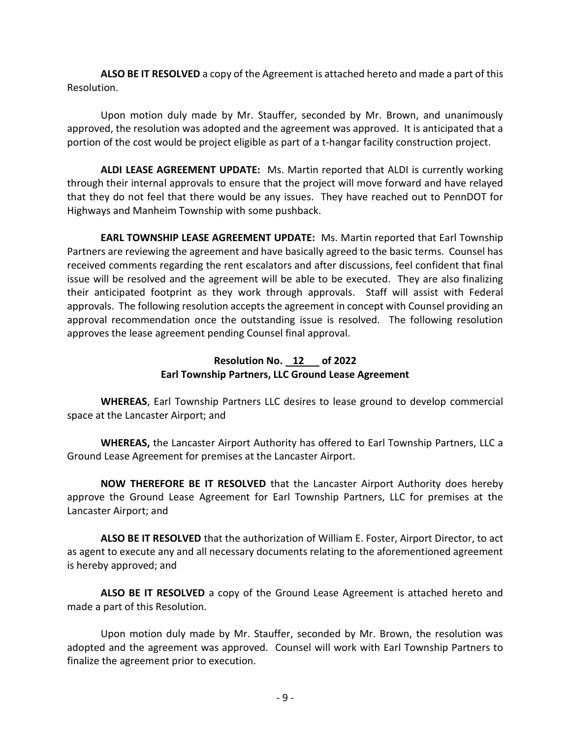**ALSO BE IT RESOLVED** a copy of the Agreement is attached hereto and made a part of this Resolution.

Upon motion duly made by Mr. Stauffer, seconded by Mr. Brown, and unanimously approved, the resolution was adopted and the agreement was approved. It is anticipated that a portion of the cost would be project eligible as part of a t-hangar facility construction project.

**ALDI LEASE AGREEMENT UPDATE:** Ms. Martin reported that ALDI is currently working through their internal approvals to ensure that the project will move forward and have relayed that they do not feel that there would be any issues. They have reached out to PennDOT for Highways and Manheim Township with some pushback.

**EARL TOWNSHIP LEASE AGREEMENT UPDATE:** Ms. Martin reported that Earl Township Partners are reviewing the agreement and have basically agreed to the basic terms. Counsel has received comments regarding the rent escalators and after discussions, feel confident that final issue will be resolved and the agreement will be able to be executed. They are also finalizing their anticipated footprint as they work through approvals. Staff will assist with Federal approvals. The following resolution accepts the agreement in concept with Counsel providing an approval recommendation once the outstanding issue is resolved. The following resolution approves the lease agreement pending Counsel final approval.

**Resolution No. 12 of 2022**
**Earl Township Partners, LLC Ground Lease Agreement**

**WHEREAS**, Earl Township Partners LLC desires to lease ground to develop commercial space at the Lancaster Airport; and

**WHEREAS,** the Lancaster Airport Authority has offered to Earl Township Partners, LLC a Ground Lease Agreement for premises at the Lancaster Airport.

**NOW THEREFORE BE IT RESOLVED** that the Lancaster Airport Authority does hereby approve the Ground Lease Agreement for Earl Township Partners, LLC for premises at the Lancaster Airport; and

**ALSO BE IT RESOLVED** that the authorization of William E. Foster, Airport Director, to act as agent to execute any and all necessary documents relating to the aforementioned agreement is hereby approved; and

**ALSO BE IT RESOLVED** a copy of the Ground Lease Agreement is attached hereto and made a part of this Resolution.

Upon motion duly made by Mr. Stauffer, seconded by Mr. Brown, the resolution was adopted and the agreement was approved. Counsel will work with Earl Township Partners to finalize the agreement prior to execution.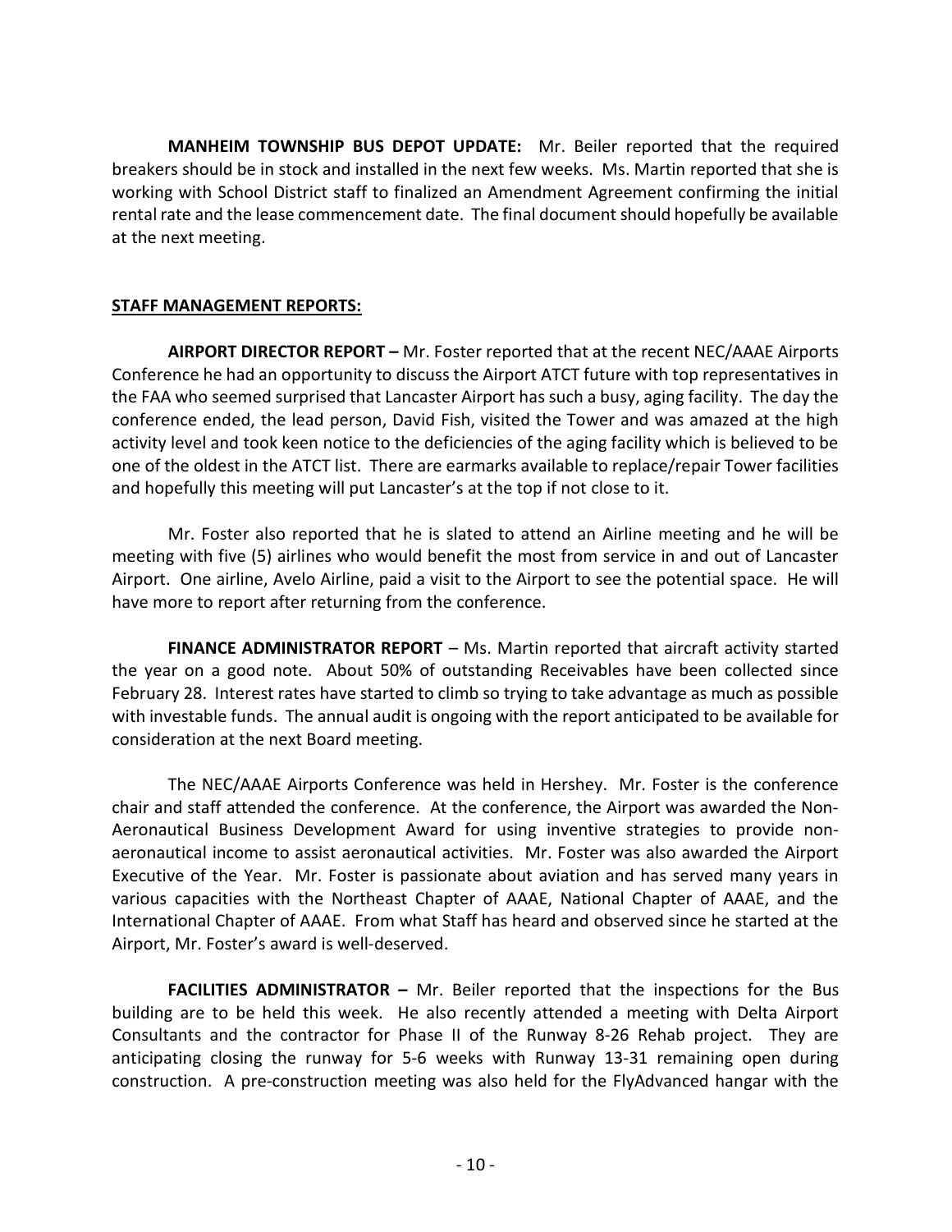**MANHEIM TOWNSHIP BUS DEPOT UPDATE:** Mr. Beiler reported that the required breakers should be in stock and installed in the next few weeks. Ms. Martin reported that she is working with School District staff to finalized an Amendment Agreement confirming the initial rental rate and the lease commencement date. The final document should hopefully be available at the next meeting.

**STAFF MANAGEMENT REPORTS:**

**AIRPORT DIRECTOR REPORT –** Mr. Foster reported that at the recent NEC/AAAE Airports Conference he had an opportunity to discuss the Airport ATCT future with top representatives in the FAA who seemed surprised that Lancaster Airport has such a busy, aging facility. The day the conference ended, the lead person, David Fish, visited the Tower and was amazed at the high activity level and took keen notice to the deficiencies of the aging facility which is believed to be one of the oldest in the ATCT list. There are earmarks available to replace/repair Tower facilities and hopefully this meeting will put Lancaster's at the top if not close to it.

Mr. Foster also reported that he is slated to attend an Airline meeting and he will be meeting with five (5) airlines who would benefit the most from service in and out of Lancaster Airport. One airline, Avelo Airline, paid a visit to the Airport to see the potential space. He will have more to report after returning from the conference.

**FINANCE ADMINISTRATOR REPORT** – Ms. Martin reported that aircraft activity started the year on a good note. About 50% of outstanding Receivables have been collected since February 28. Interest rates have started to climb so trying to take advantage as much as possible with investable funds. The annual audit is ongoing with the report anticipated to be available for consideration at the next Board meeting.

The NEC/AAAE Airports Conference was held in Hershey. Mr. Foster is the conference chair and staff attended the conference. At the conference, the Airport was awarded the Non-Aeronautical Business Development Award for using inventive strategies to provide non-aeronautical income to assist aeronautical activities. Mr. Foster was also awarded the Airport Executive of the Year. Mr. Foster is passionate about aviation and has served many years in various capacities with the Northeast Chapter of AAAE, National Chapter of AAAE, and the International Chapter of AAAE. From what Staff has heard and observed since he started at the Airport, Mr. Foster's award is well-deserved.

**FACILITIES ADMINISTRATOR –** Mr. Beiler reported that the inspections for the Bus building are to be held this week. He also recently attended a meeting with Delta Airport Consultants and the contractor for Phase II of the Runway 8-26 Rehab project. They are anticipating closing the runway for 5-6 weeks with Runway 13-31 remaining open during construction. A pre-construction meeting was also held for the FlyAdvanced hangar with the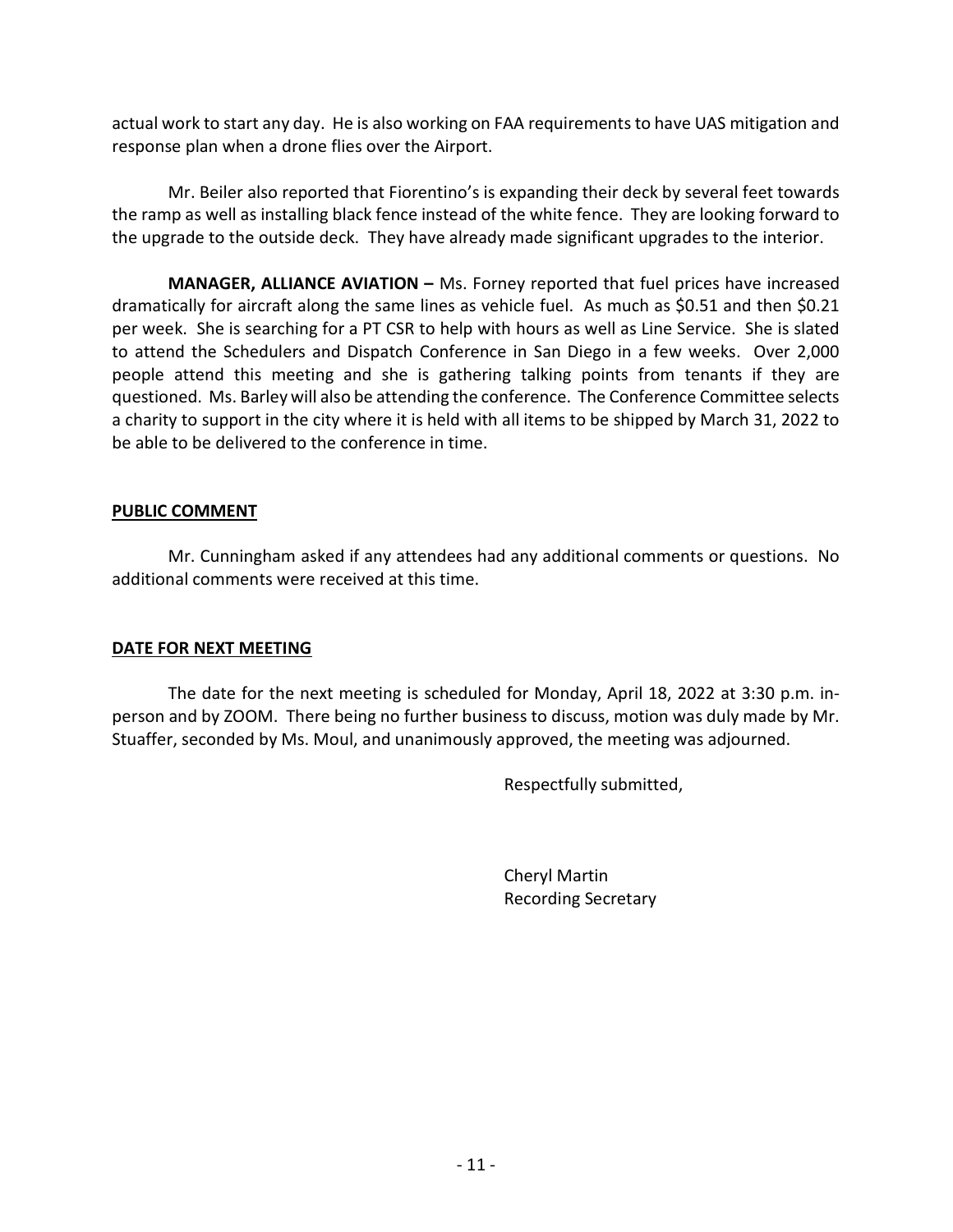actual work to start any day. He is also working on FAA requirements to have UAS mitigation and response plan when a drone flies over the Airport.

Mr. Beiler also reported that Fiorentino's is expanding their deck by several feet towards the ramp as well as installing black fence instead of the white fence. They are looking forward to the upgrade to the outside deck. They have already made significant upgrades to the interior.

**MANAGER, ALLIANCE AVIATION –** Ms. Forney reported that fuel prices have increased dramatically for aircraft along the same lines as vehicle fuel. As much as $0.51 and then $0.21 per week. She is searching for a PT CSR to help with hours as well as Line Service. She is slated to attend the Schedulers and Dispatch Conference in San Diego in a few weeks. Over 2,000 people attend this meeting and she is gathering talking points from tenants if they are questioned. Ms. Barley will also be attending the conference. The Conference Committee selects a charity to support in the city where it is held with all items to be shipped by March 31, 2022 to be able to be delivered to the conference in time.

## PUBLIC COMMENT

Mr. Cunningham asked if any attendees had any additional comments or questions. No additional comments were received at this time.

## DATE FOR NEXT MEETING

The date for the next meeting is scheduled for Monday, April 18, 2022 at 3:30 p.m. in-person and by ZOOM. There being no further business to discuss, motion was duly made by Mr. Stuaffer, seconded by Ms. Moul, and unanimously approved, the meeting was adjourned.

Respectfully submitted,

Cheryl Martin
Recording Secretary